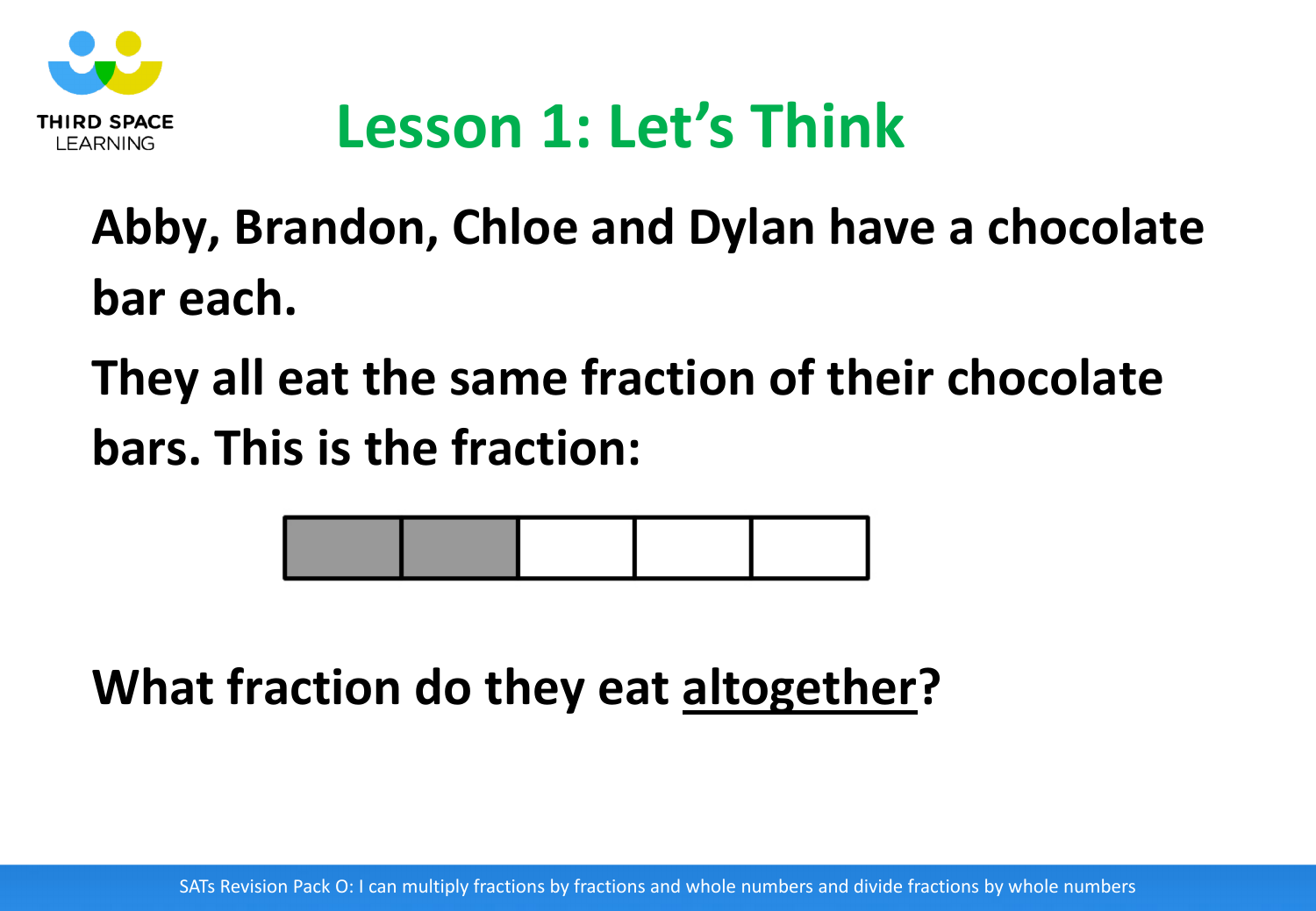# Lesson 1: Let's Think

**Abby, Brandon, Chloe and Dylan have a chocolate bar each.**

**They all eat the same fraction of their chocolate bars. This is the fraction:**

**What fraction do they eat altogether?**

SATs Revision Pack O: I can multiply fractions by fractions and whole numbers and divide fractions by whole numbers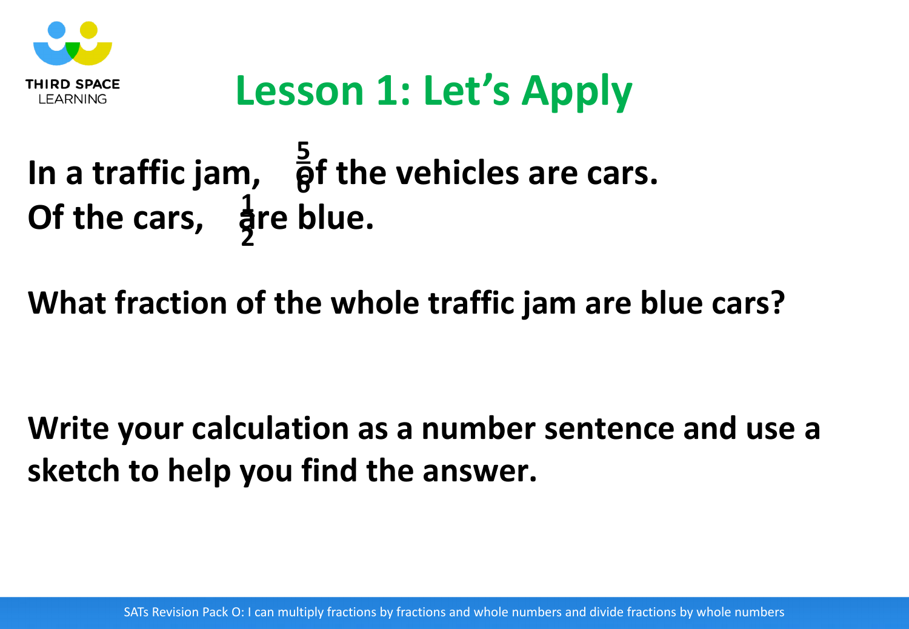# Lesson 1: Let’s Apply

**In a traffic jam, $\frac{5}{6}$ of the vehicles are cars.**
**Of the cars, $\frac{1}{2}$ are blue.**

**What fraction of the whole traffic jam are blue cars?**

**Write your calculation as a number sentence and use a sketch to help you find the answer.**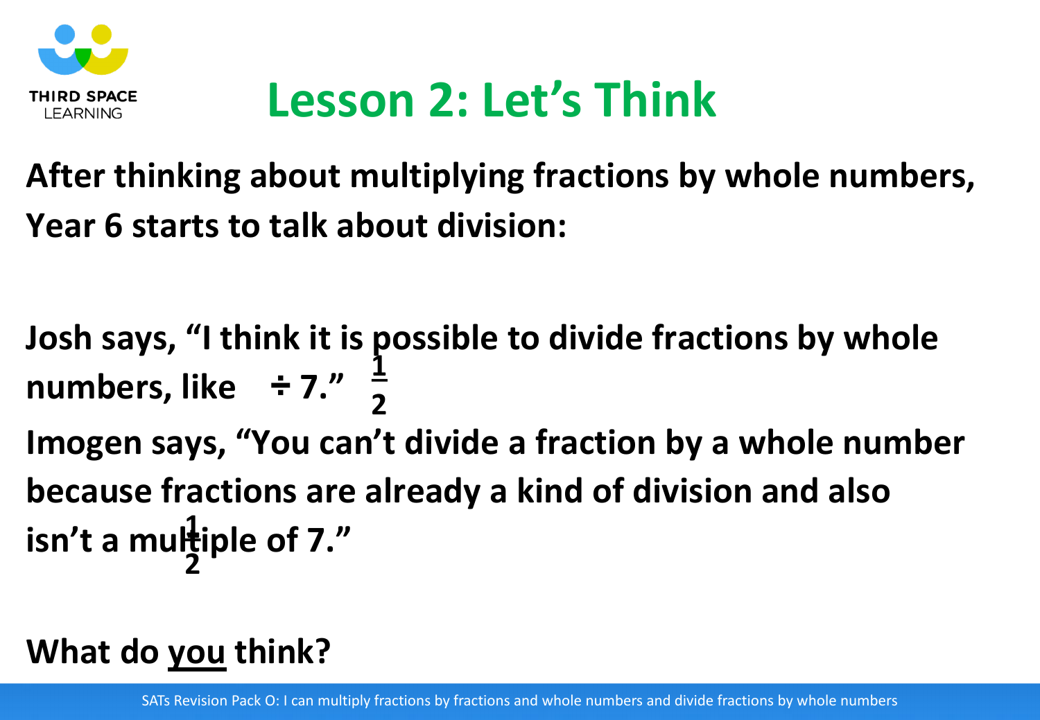# Lesson 2: Let's Think

**After thinking about multiplying fractions by whole numbers, Year 6 starts to talk about division:**

**Josh says, "I think it is possible to divide fractions by whole numbers, like $\frac{1}{2}$ ÷ 7."**

**Imogen says, "You can't divide a fraction by a whole number because fractions are already a kind of division and also $\frac{1}{2}$ isn't a multiple of 7."**

**What do <u>you</u> think?**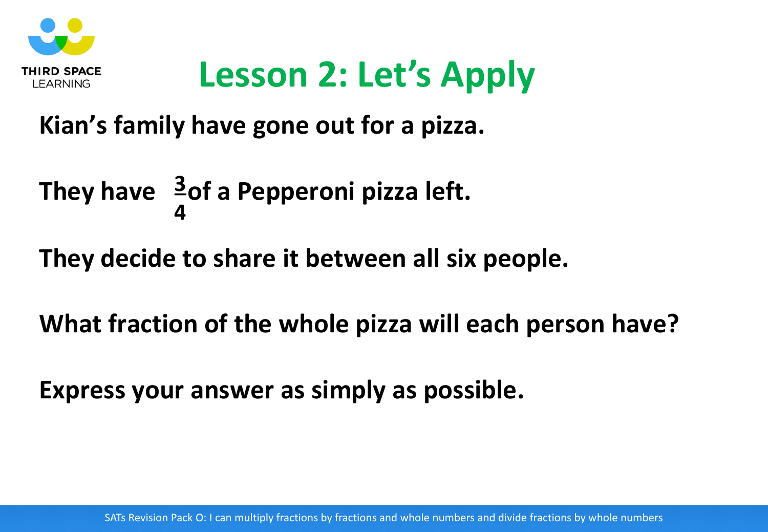# Lesson 2: Let's Apply

**Kian's family have gone out for a pizza.**

**They have $\frac{3}{4}$ of a Pepperoni pizza left.**

**They decide to share it between all six people.**

**What fraction of the whole pizza will each person have?**

**Express your answer as simply as possible.**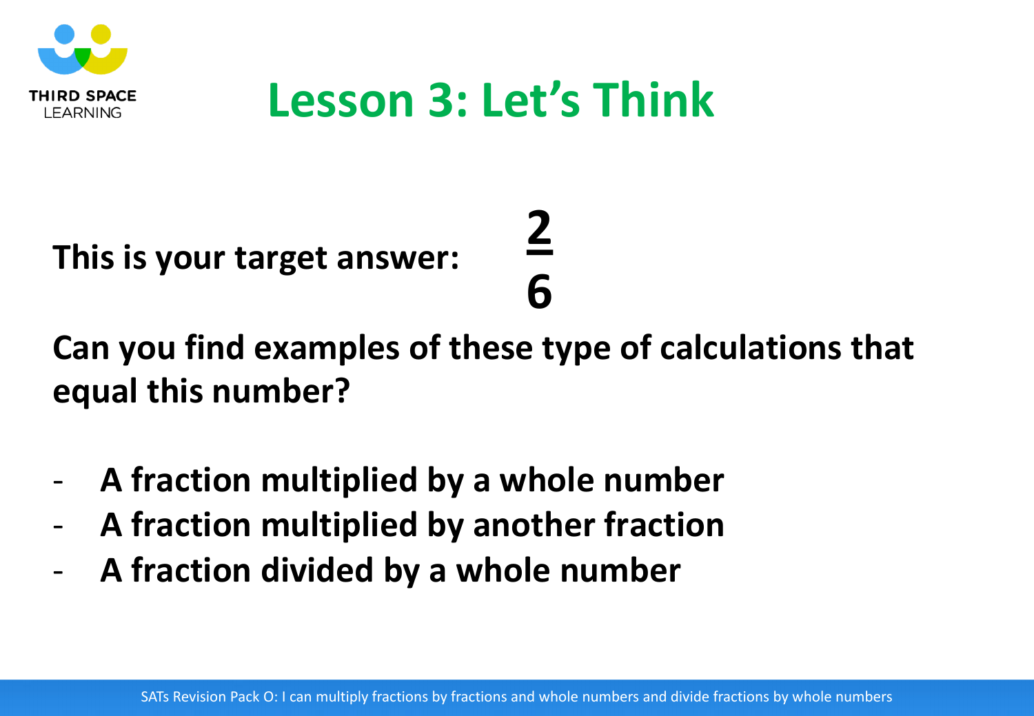# Lesson 3: Let's Think

**This is your target answer:** $\frac{2}{6}$

**Can you find examples of these type of calculations that equal this number?**

- **A fraction multiplied by a whole number**
- **A fraction multiplied by another fraction**
- **A fraction divided by a whole number**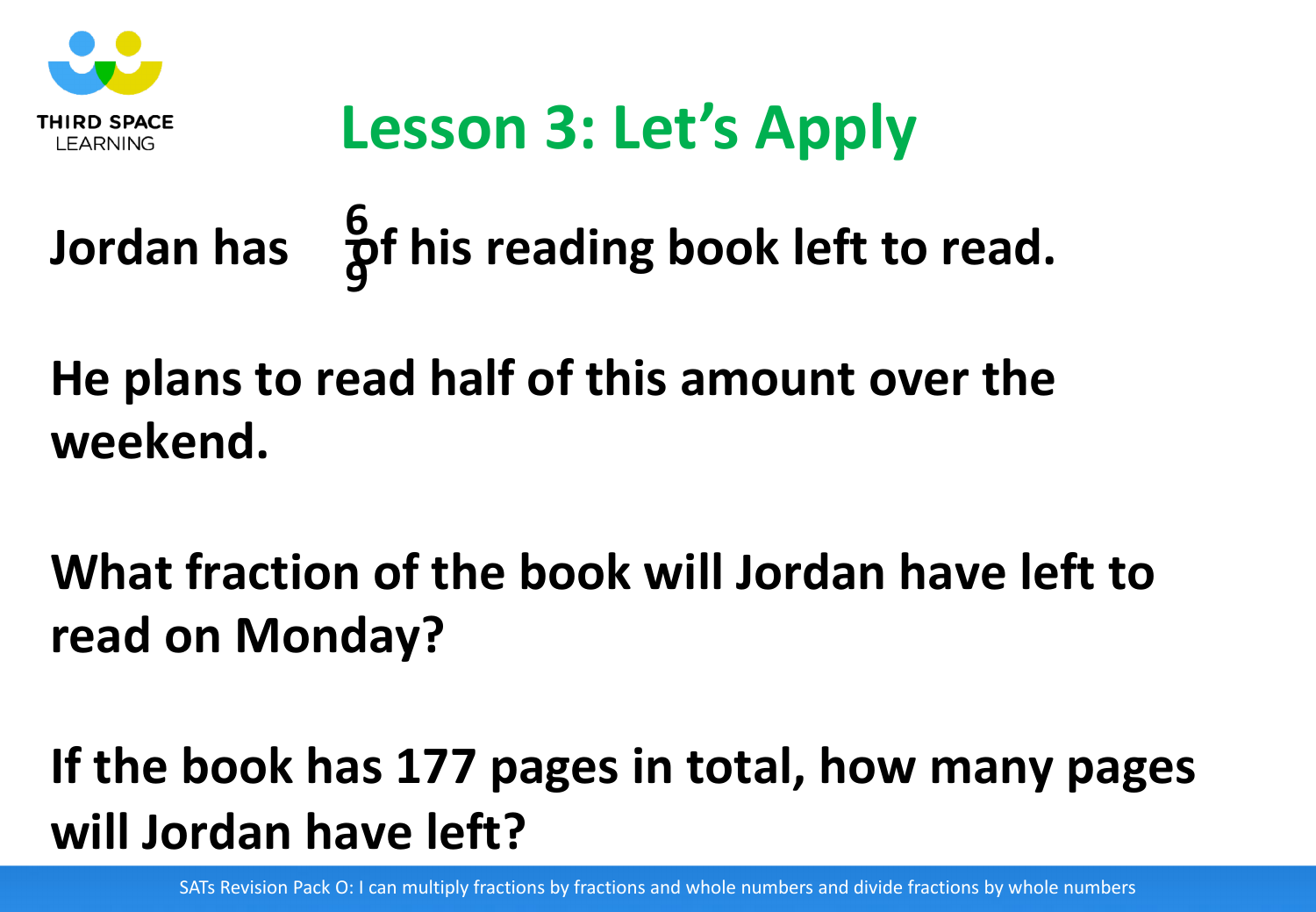# Lesson 3: Let's Apply

Jordan has $\frac{6}{9}$ of his reading book left to read.

He plans to read half of this amount over the weekend.

What fraction of the book will Jordan have left to read on Monday?

If the book has 177 pages in total, how many pages will Jordan have left?

SATs Revision Pack O: I can multiply fractions by fractions and whole numbers and divide fractions by whole numbers